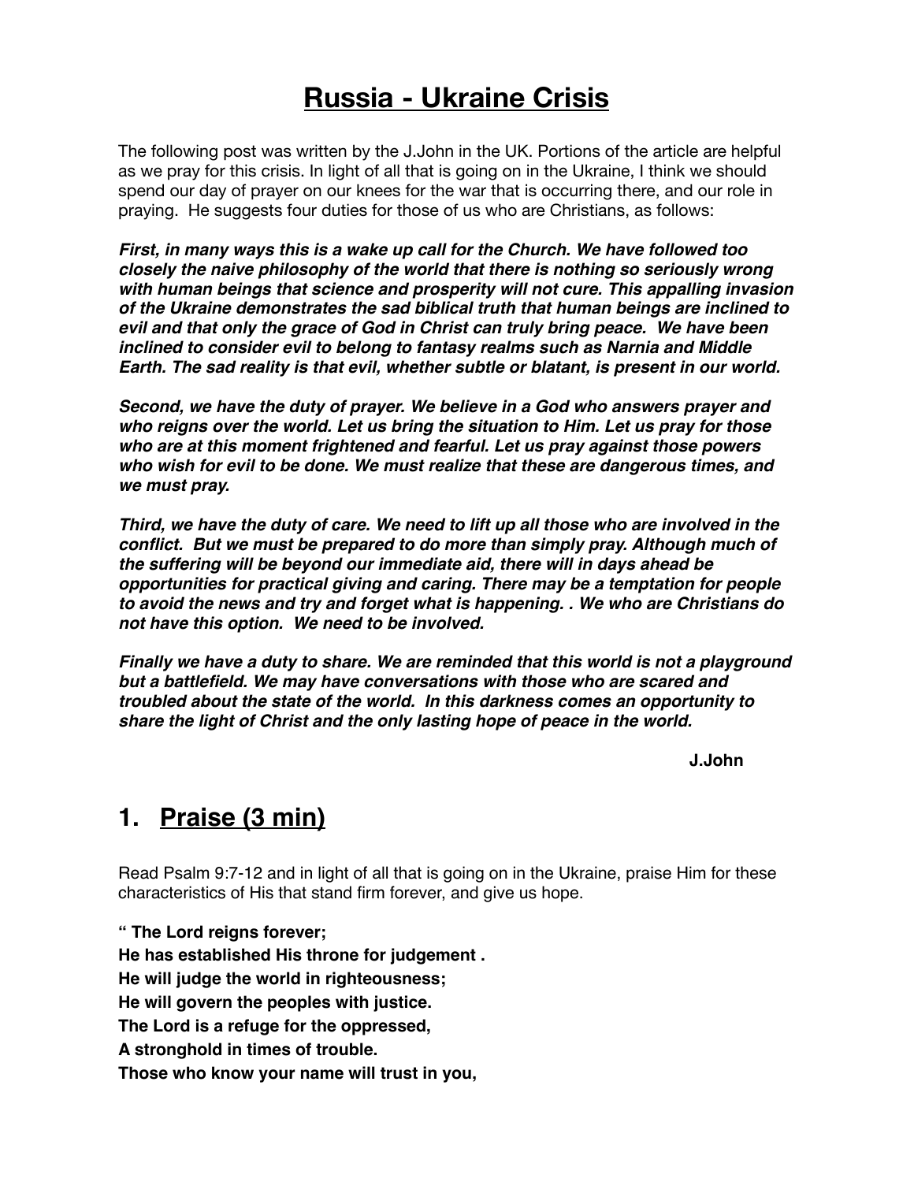# <u>Russia - Ukraine Crisis</u>

The following post was written by the J.John in the UK. Portions of the article are helpful as we pray for this crisis. In light of all that is going on in the Ukraine, I think we should spend our day of prayer on our knees for the war that is occurring there, and our role in praying. He suggests four duties for those of us who are Christians, as follows:

***First, in many ways this is a wake up call for the Church. We have followed too closely the naive philosophy of the world that there is nothing so seriously wrong with human beings that science and prosperity will not cure. This appalling invasion of the Ukraine demonstrates the sad biblical truth that human beings are inclined to evil and that only the grace of God in Christ can truly bring peace. We have been inclined to consider evil to belong to fantasy realms such as Narnia and Middle Earth. The sad reality is that evil, whether subtle or blatant, is present in our world.***

***Second, we have the duty of prayer. We believe in a God who answers prayer and who reigns over the world. Let us bring the situation to Him. Let us pray for those who are at this moment frightened and fearful. Let us pray against those powers who wish for evil to be done. We must realize that these are dangerous times, and we must pray.***

***Third, we have the duty of care. We need to lift up all those who are involved in the conflict. But we must be prepared to do more than simply pray. Although much of the suffering will be beyond our immediate aid, there will in days ahead be opportunities for practical giving and caring. There may be a temptation for people to avoid the news and try and forget what is happening. . We who are Christians do not have this option. We need to be involved.***

***Finally we have a duty to share. We are reminded that this world is not a playground but a battlefield. We may have conversations with those who are scared and troubled about the state of the world. In this darkness comes an opportunity to share the light of Christ and the only lasting hope of peace in the world.***

**J.John**

## 1. <u>Praise (3 min)</u>

Read Psalm 9:7-12 and in light of all that is going on in the Ukraine, praise Him for these characteristics of His that stand firm forever, and give us hope.

**" The Lord reigns forever;**
**He has established His throne for judgement .**
**He will judge the world in righteousness;**
**He will govern the peoples with justice.**
**The Lord is a refuge for the oppressed,**
**A stronghold in times of trouble.**
**Those who know your name will trust in you,**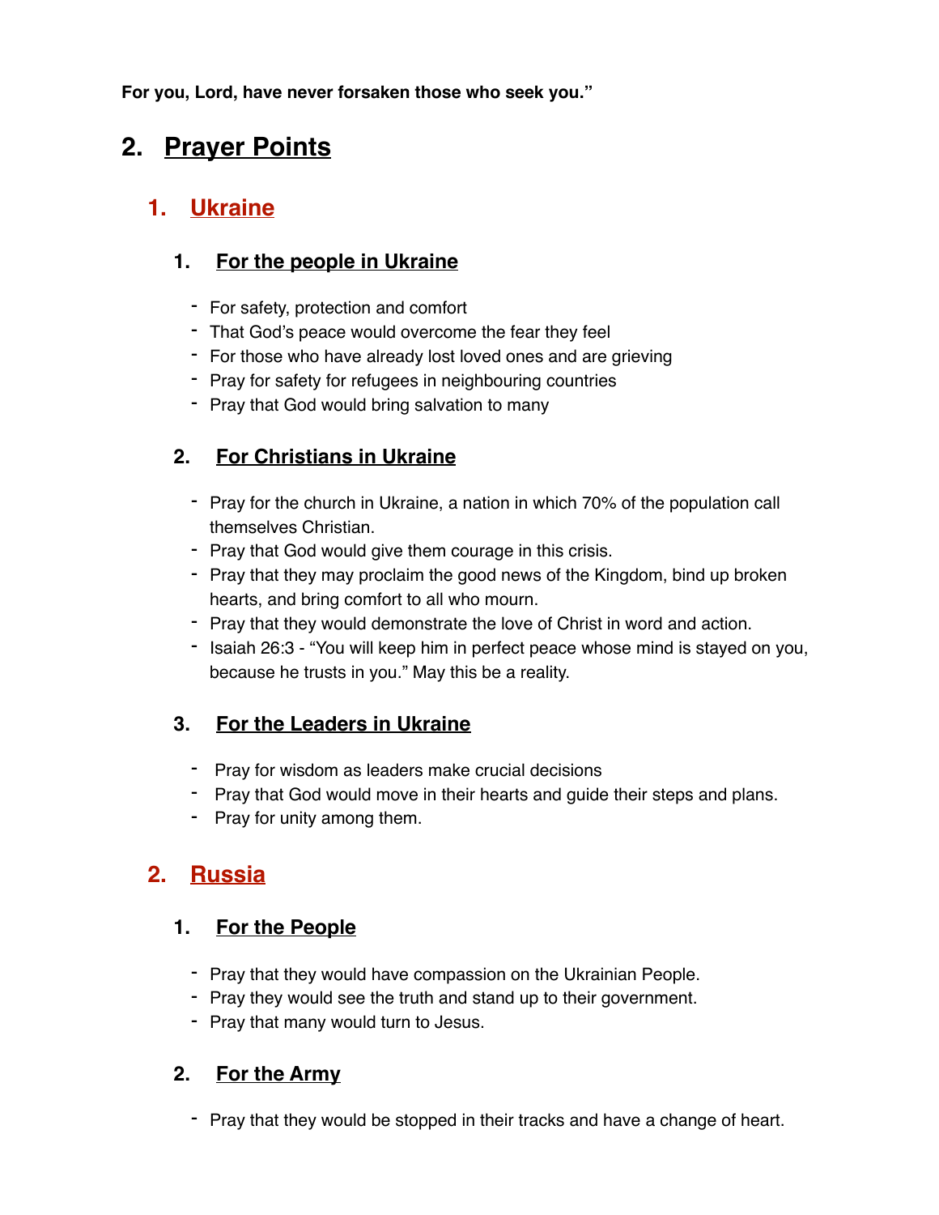**For you, Lord, have never forsaken those who seek you."**

# 2. Prayer Points

## 1. Ukraine

### 1. For the people in Ukraine

- For safety, protection and comfort
- That God's peace would overcome the fear they feel
- For those who have already lost loved ones and are grieving
- Pray for safety for refugees in neighbouring countries
- Pray that God would bring salvation to many

### 2. For Christians in Ukraine

- Pray for the church in Ukraine, a nation in which 70% of the population call themselves Christian.
- Pray that God would give them courage in this crisis.
- Pray that they may proclaim the good news of the Kingdom, bind up broken hearts, and bring comfort to all who mourn.
- Pray that they would demonstrate the love of Christ in word and action.
- Isaiah 26:3 - "You will keep him in perfect peace whose mind is stayed on you, because he trusts in you." May this be a reality.

### 3. For the Leaders in Ukraine

- Pray for wisdom as leaders make crucial decisions
- Pray that God would move in their hearts and guide their steps and plans.
- Pray for unity among them.

## 2. Russia

### 1. For the People

- Pray that they would have compassion on the Ukrainian People.
- Pray they would see the truth and stand up to their government.
- Pray that many would turn to Jesus.

### 2. For the Army

- Pray that they would be stopped in their tracks and have a change of heart.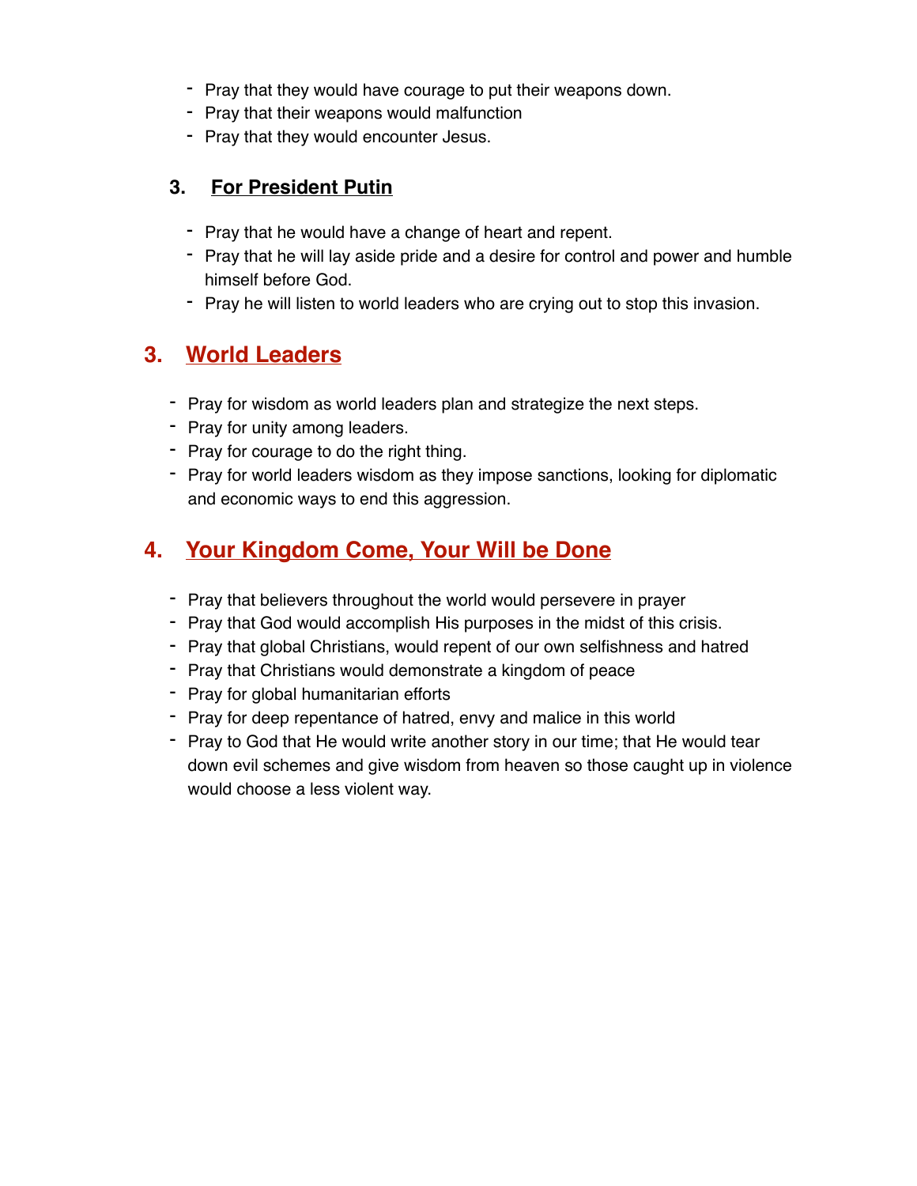- Pray that they would have courage to put their weapons down.
- Pray that their weapons would malfunction
- Pray that they would encounter Jesus.

### 3. <u>For President Putin</u>

- Pray that he would have a change of heart and repent.
- Pray that he will lay aside pride and a desire for control and power and humble himself before God.
- Pray he will listen to world leaders who are crying out to stop this invasion.

## 3. <u>World Leaders</u>

- Pray for wisdom as world leaders plan and strategize the next steps.
- Pray for unity among leaders.
- Pray for courage to do the right thing.
- Pray for world leaders wisdom as they impose sanctions, looking for diplomatic and economic ways to end this aggression.

## 4. <u>Your Kingdom Come, Your Will be Done</u>

- Pray that believers throughout the world would persevere in prayer
- Pray that God would accomplish His purposes in the midst of this crisis.
- Pray that global Christians, would repent of our own selfishness and hatred
- Pray that Christians would demonstrate a kingdom of peace
- Pray for global humanitarian efforts
- Pray for deep repentance of hatred, envy and malice in this world
- Pray to God that He would write another story in our time; that He would tear down evil schemes and give wisdom from heaven so those caught up in violence would choose a less violent way.